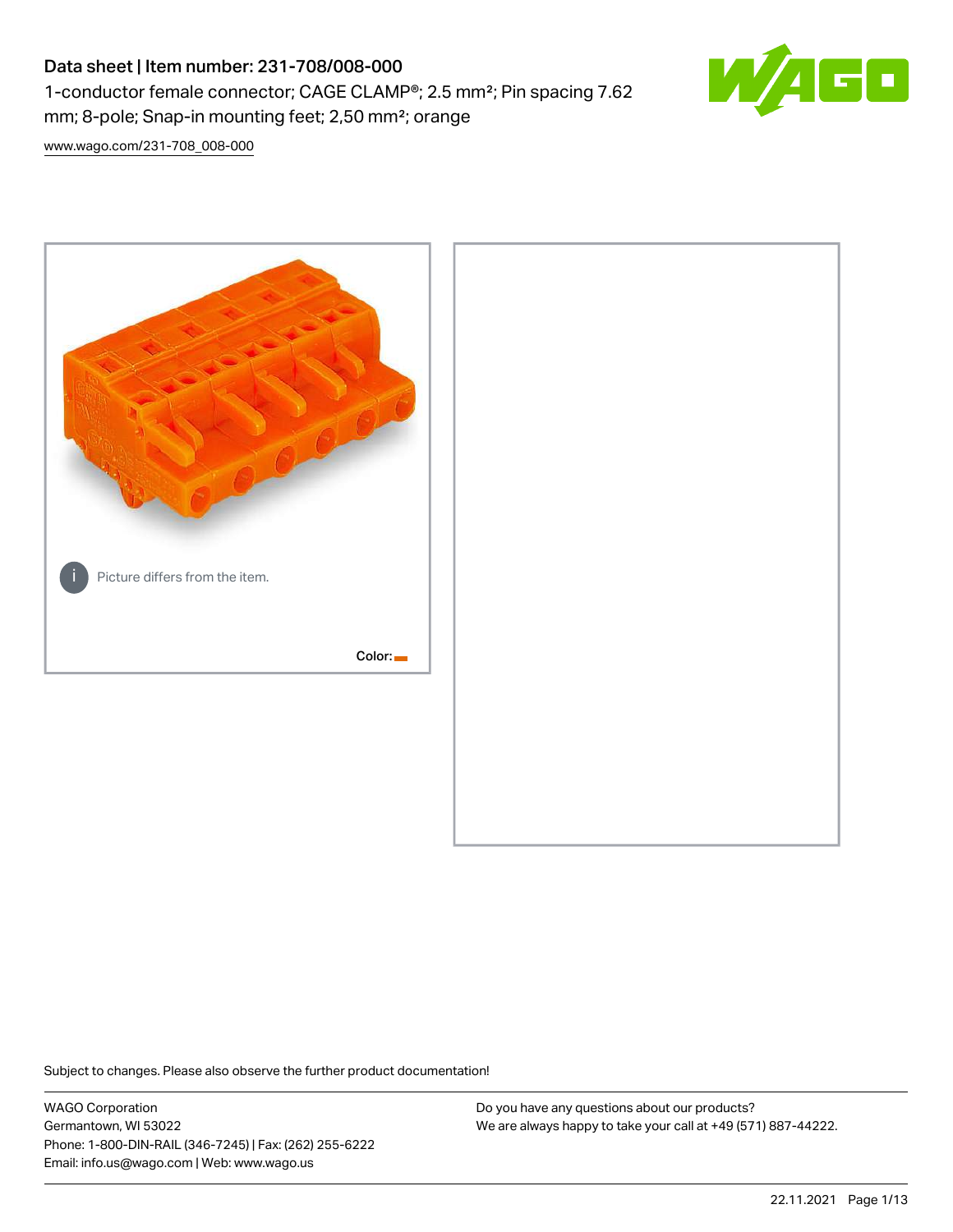# Data sheet | Item number: 231-708/008-000

1-conductor female connector; CAGE CLAMP®; 2.5 mm²; Pin spacing 7.62 mm; 8-pole; Snap-in mounting feet; 2,50 mm²; orange

www.wago.com/231-708_008-000

Picture differs from the item.

Color:

Subject to changes. Please also observe the further product documentation!

WAGO Corporation
Germantown, WI 53022
Phone: 1-800-DIN-RAIL (346-7245) | Fax: (262) 255-6222
Email: info.us@wago.com | Web: www.wago.us

Do you have any questions about our products?
We are always happy to take your call at +49 (571) 887-44222.

22.11.2021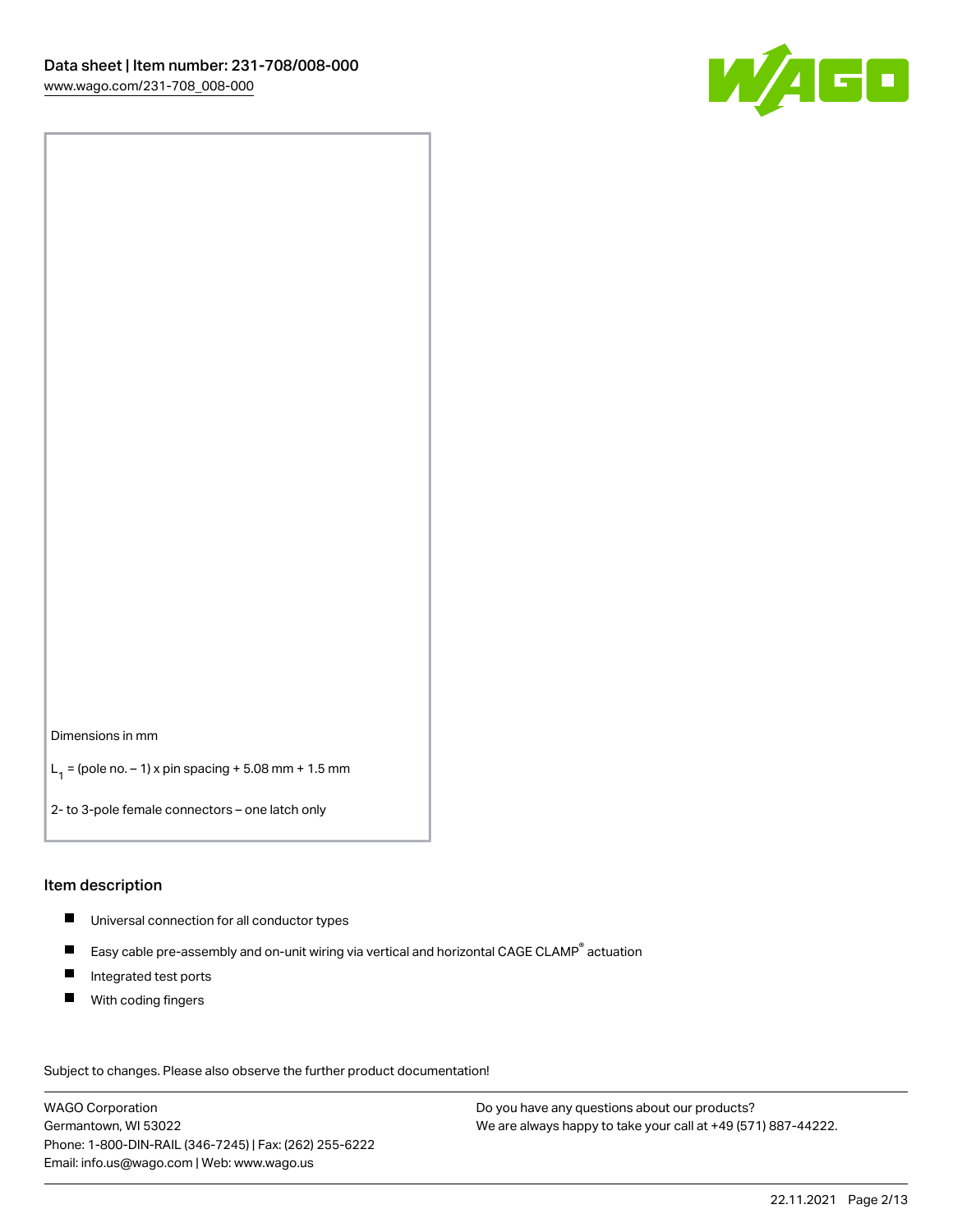Dimensions in mm

$L_1$ = (pole no. – 1) x pin spacing + 5.08 mm + 1.5 mm

2- to 3-pole female connectors – one latch only

## Item description

- Universal connection for all conductor types
- Easy cable pre-assembly and on-unit wiring via vertical and horizontal CAGE CLAMP® actuation
- Integrated test ports
- With coding fingers

Subject to changes. Please also observe the further product documentation!

WAGO Corporation
Germantown, WI 53022
Phone: 1-800-DIN-RAIL (346-7245) | Fax: (262) 255-6222
Email: info.us@wago.com | Web: www.wago.us

Do you have any questions about our products?
We are always happy to take your call at +49 (571) 887-44222.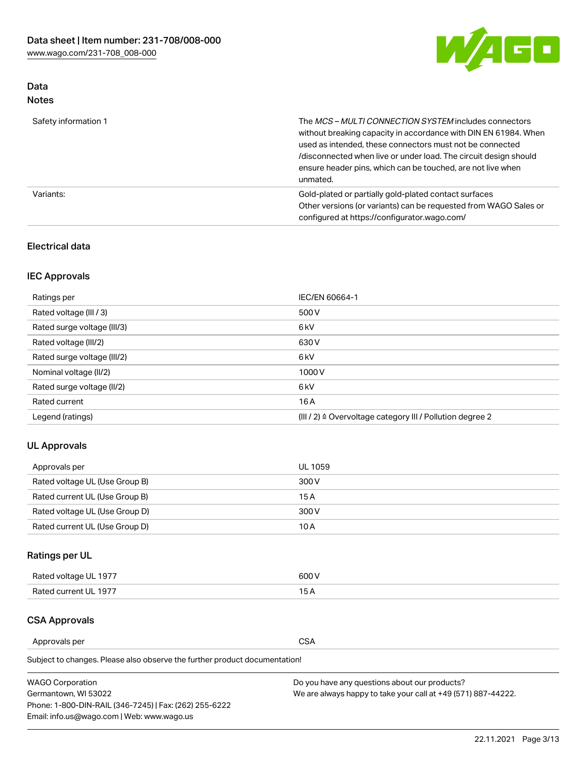## Data

### Notes

| | |
|---|---|
| Safety information 1 | The *MCS – MULTI CONNECTION SYSTEM* includes connectors without breaking capacity in accordance with DIN EN 61984. When used as intended, these connectors must not be connected /disconnected when live or under load. The circuit design should ensure header pins, which can be touched, are not live when unmated. |
| Variants: | Gold-plated or partially gold-plated contact surfaces<br>Other versions (or variants) can be requested from WAGO Sales or configured at https://configurator.wago.com/ |

## Electrical data

### IEC Approvals

| | |
|---|---|
| Ratings per | IEC/EN 60664-1 |
| Rated voltage (III / 3) | 500 V |
| Rated surge voltage (III/3) | 6 kV |
| Rated voltage (III/2) | 630 V |
| Rated surge voltage (III/2) | 6 kV |
| Nominal voltage (II/2) | 1000 V |
| Rated surge voltage (II/2) | 6 kV |
| Rated current | 16 A |
| Legend (ratings) | (III / 2) ≙ Overvoltage category III / Pollution degree 2 |

### UL Approvals

| | |
|---|---|
| Approvals per | UL 1059 |
| Rated voltage UL (Use Group B) | 300 V |
| Rated current UL (Use Group B) | 15 A |
| Rated voltage UL (Use Group D) | 300 V |
| Rated current UL (Use Group D) | 10 A |

### Ratings per UL

| | |
|---|---|
| Rated voltage UL 1977 | 600 V |
| Rated current UL 1977 | 15 A |

### CSA Approvals

| | |
|---|---|
| Approvals per | CSA |

Subject to changes. Please also observe the further product documentation!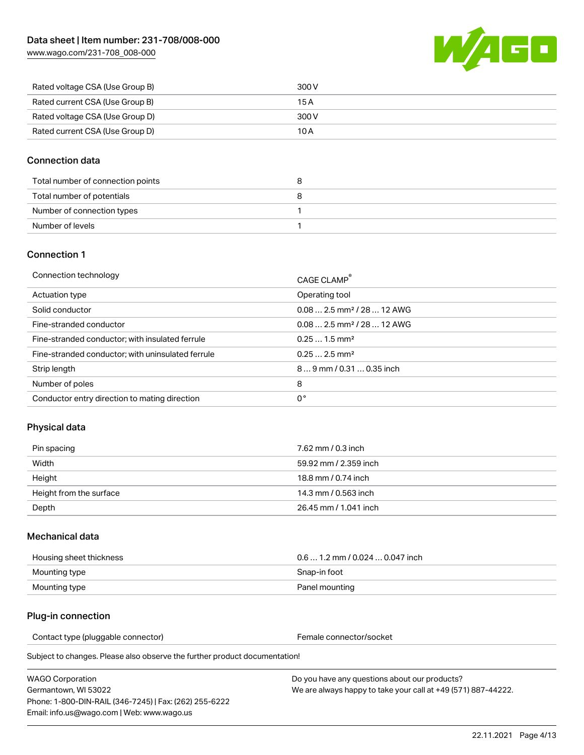| | |
|---|---|
| Rated voltage CSA (Use Group B) | 300 V |
| Rated current CSA (Use Group B) | 15 A |
| Rated voltage CSA (Use Group D) | 300 V |
| Rated current CSA (Use Group D) | 10 A |

## Connection data

| | |
|---|---|
| Total number of connection points | 8 |
| Total number of potentials | 8 |
| Number of connection types | 1 |
| Number of levels | 1 |

## Connection 1

| | |
|---|---|
| Connection technology | CAGE CLAMP® |
| Actuation type | Operating tool |
| Solid conductor | 0.08 … 2.5 mm² / 28 … 12 AWG |
| Fine-stranded conductor | 0.08 … 2.5 mm² / 28 … 12 AWG |
| Fine-stranded conductor; with insulated ferrule | 0.25 … 1.5 mm² |
| Fine-stranded conductor; with uninsulated ferrule | 0.25 … 2.5 mm² |
| Strip length | 8 … 9 mm / 0.31 … 0.35 inch |
| Number of poles | 8 |
| Conductor entry direction to mating direction | 0 ° |

## Physical data

| | |
|---|---|
| Pin spacing | 7.62 mm / 0.3 inch |
| Width | 59.92 mm / 2.359 inch |
| Height | 18.8 mm / 0.74 inch |
| Height from the surface | 14.3 mm / 0.563 inch |
| Depth | 26.45 mm / 1.041 inch |

## Mechanical data

| | |
|---|---|
| Housing sheet thickness | 0.6 … 1.2 mm / 0.024 … 0.047 inch |
| Mounting type | Snap-in foot |
| Mounting type | Panel mounting |

## Plug-in connection

| | |
|---|---|
| Contact type (pluggable connector) | Female connector/socket |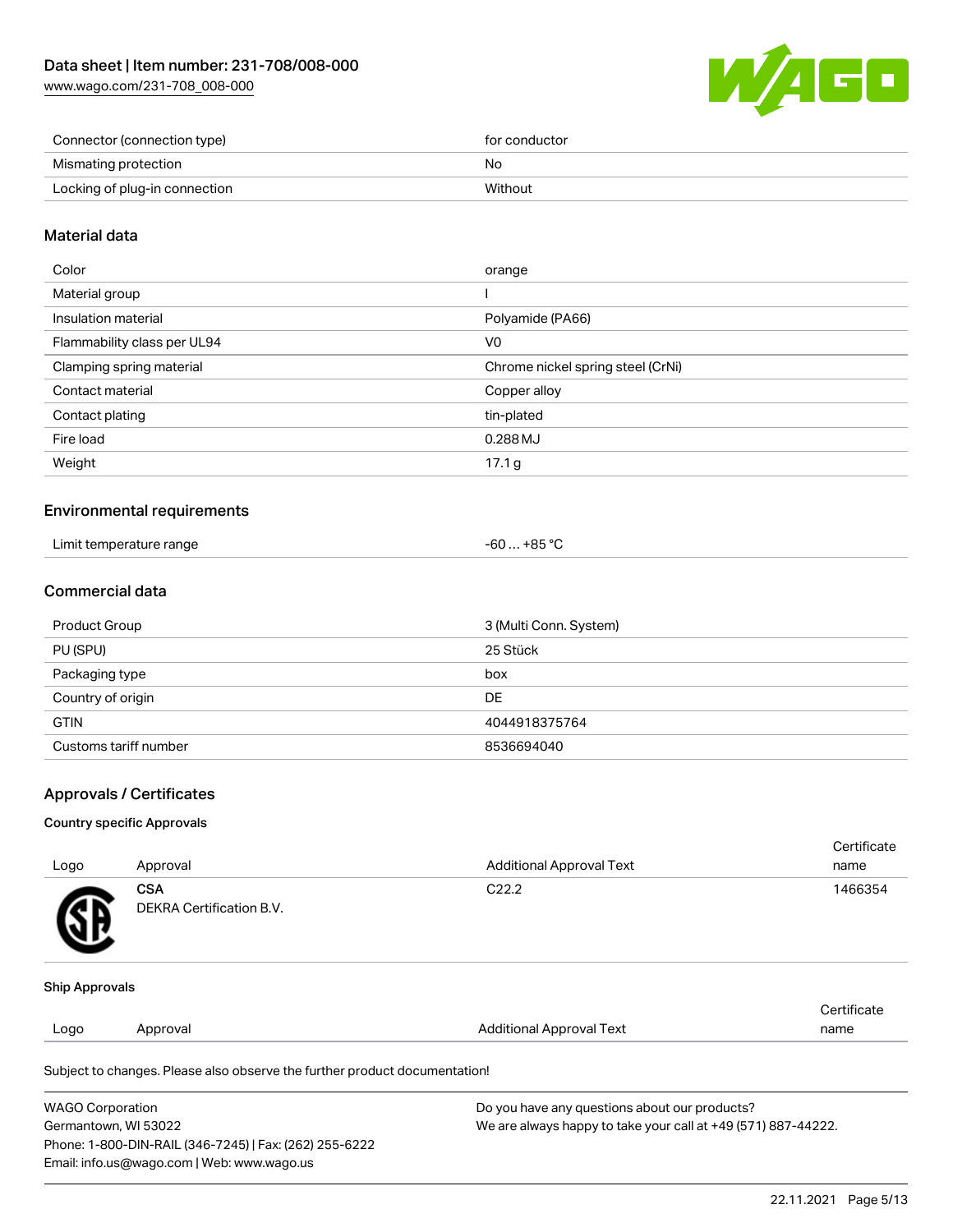| Connector (connection type) | for conductor |
| --- | --- |
| Mismating protection | No |
| Locking of plug-in connection | Without |

## Material data

| Color | orange |
| --- | --- |
| Material group | I |
| Insulation material | Polyamide (PA66) |
| Flammability class per UL94 | V0 |
| Clamping spring material | Chrome nickel spring steel (CrNi) |
| Contact material | Copper alloy |
| Contact plating | tin-plated |
| Fire load | 0.288 MJ |
| Weight | 17.1 g |

## Environmental requirements

| Limit temperature range | -60 … +85 °C |
| --- | --- |

## Commercial data

| Product Group | 3 (Multi Conn. System) |
| --- | --- |
| PU (SPU) | 25 Stück |
| Packaging type | box |
| Country of origin | DE |
| GTIN | 4044918375764 |
| Customs tariff number | 8536694040 |

## Approvals / Certificates

### Country specific Approvals

| Logo | Approval | Additional Approval Text | Certificate name |
| --- | --- | --- | --- |
| | **CSA**<br>DEKRA Certification B.V. | C22.2 | 1466354 |

### Ship Approvals

| Logo | Approval | Additional Approval Text | Certificate name |
| --- | --- | --- | --- |

Subject to changes. Please also observe the further product documentation!

WAGO Corporation
Germantown, WI 53022
Phone: 1-800-DIN-RAIL (346-7245) | Fax: (262) 255-6222
Email: info.us@wago.com | Web: www.wago.us

Do you have any questions about our products?
We are always happy to take your call at +49 (571) 887-44222.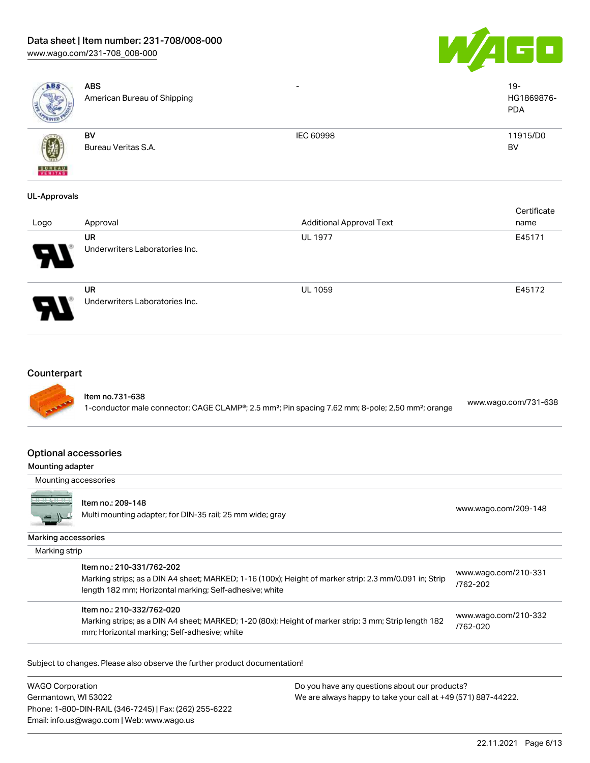| | Approval | Additional Approval Text | Certificate name |
|---|---|---|---|
| | **ABS**<br>American Bureau of Shipping | - | 19-HG1869876-PDA |
| | **BV**<br>Bureau Veritas S.A. | IEC 60998 | 11915/D0 BV |

**UL-Approvals**

| Logo | Approval | Additional Approval Text | Certificate name |
|---|---|---|---|
| | **UR**<br>Underwriters Laboratories Inc. | UL 1977 | E45171 |
| | **UR**<br>Underwriters Laboratories Inc. | UL 1059 | E45172 |

## Counterpart

| | | |
|---|---|---|
| | **Item no.731-638**<br>1-conductor male connector; CAGE CLAMP®; 2.5 mm²; Pin spacing 7.62 mm; 8-pole; 2,50 mm²; orange | www.wago.com/731-638 |

## Optional accessories

**Mounting adapter**

Mounting accessories

| | | |
|---|---|---|
| | **Item no.: 209-148**<br>Multi mounting adapter; for DIN-35 rail; 25 mm wide; gray | www.wago.com/209-148 |

**Marking accessories**

Marking strip

| | | |
|---|---|---|
| | **Item no.: 210-331/762-202**<br>Marking strips; as a DIN A4 sheet; MARKED; 1-16 (100x); Height of marker strip: 2.3 mm/0.091 in; Strip length 182 mm; Horizontal marking; Self-adhesive; white | www.wago.com/210-331/762-202 |
| | **Item no.: 210-332/762-020**<br>Marking strips; as a DIN A4 sheet; MARKED; 1-20 (80x); Height of marker strip: 3 mm; Strip length 182 mm; Horizontal marking; Self-adhesive; white | www.wago.com/210-332/762-020 |

Subject to changes. Please also observe the further product documentation!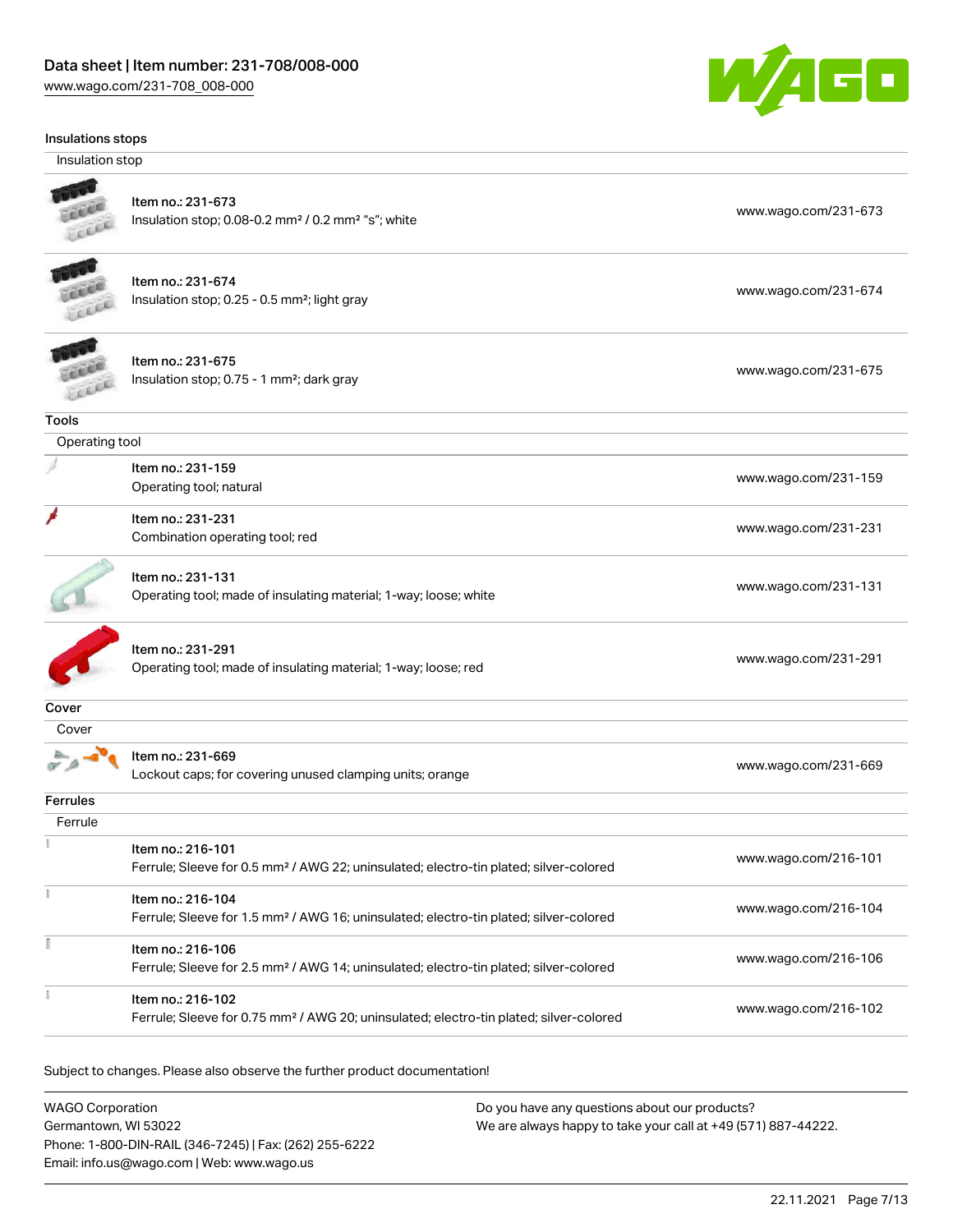## Insulations stops

### Insulation stop

| | | |
|---|---|---|
| Item no.: 231-673<br>Insulation stop; 0.08-0.2 mm² / 0.2 mm² "s"; white | www.wago.com/231-673 |
| Item no.: 231-674<br>Insulation stop; 0.25 - 0.5 mm²; light gray | www.wago.com/231-674 |
| Item no.: 231-675<br>Insulation stop; 0.75 - 1 mm²; dark gray | www.wago.com/231-675 |

## Tools

### Operating tool

| | |
|---|---|
| Item no.: 231-159<br>Operating tool; natural | www.wago.com/231-159 |
| Item no.: 231-231<br>Combination operating tool; red | www.wago.com/231-231 |
| Item no.: 231-131<br>Operating tool; made of insulating material; 1-way; loose; white | www.wago.com/231-131 |
| Item no.: 231-291<br>Operating tool; made of insulating material; 1-way; loose; red | www.wago.com/231-291 |

## Cover

### Cover

| | |
|---|---|
| Item no.: 231-669<br>Lockout caps; for covering unused clamping units; orange | www.wago.com/231-669 |

## Ferrules

### Ferrule

| | |
|---|---|
| Item no.: 216-101<br>Ferrule; Sleeve for 0.5 mm² / AWG 22; uninsulated; electro-tin plated; silver-colored | www.wago.com/216-101 |
| Item no.: 216-104<br>Ferrule; Sleeve for 1.5 mm² / AWG 16; uninsulated; electro-tin plated; silver-colored | www.wago.com/216-104 |
| Item no.: 216-106<br>Ferrule; Sleeve for 2.5 mm² / AWG 14; uninsulated; electro-tin plated; silver-colored | www.wago.com/216-106 |
| Item no.: 216-102<br>Ferrule; Sleeve for 0.75 mm² / AWG 20; uninsulated; electro-tin plated; silver-colored | www.wago.com/216-102 |

Subject to changes. Please also observe the further product documentation!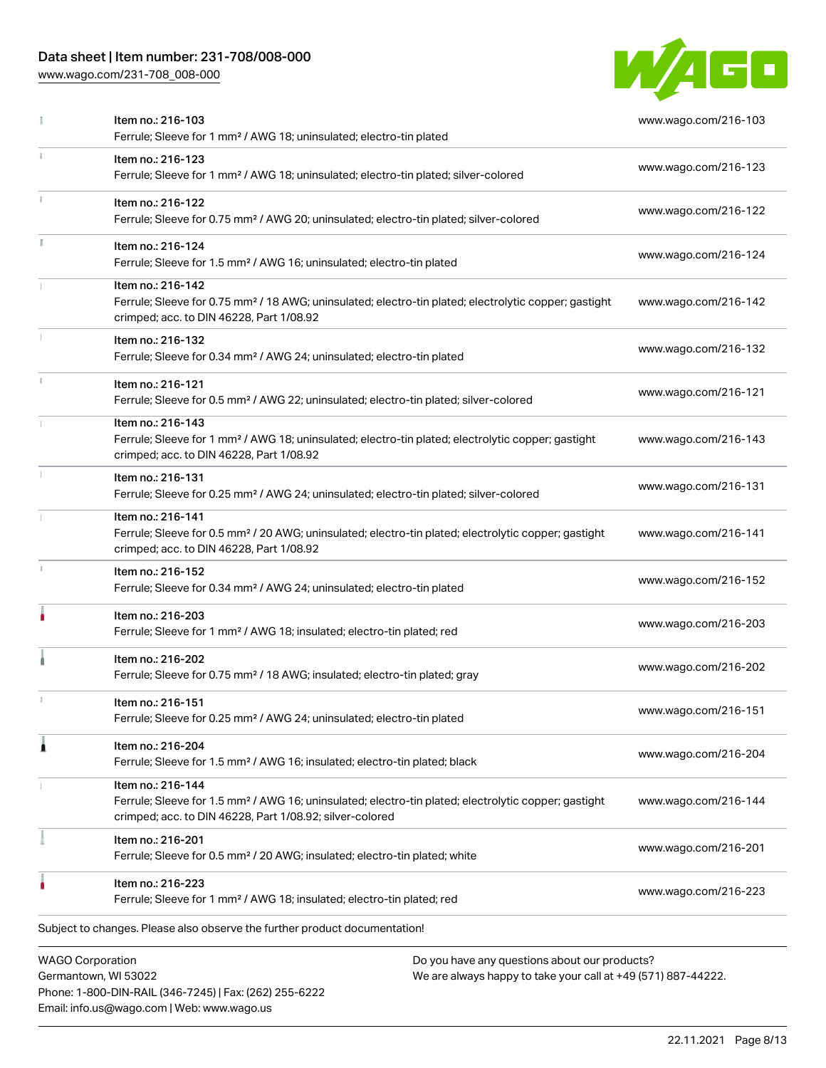| Item | Link |
| --- | --- |
| Item no.: 216-103<br>Ferrule; Sleeve for 1 mm² / AWG 18; uninsulated; electro-tin plated | www.wago.com/216-103 |
| Item no.: 216-123<br>Ferrule; Sleeve for 1 mm² / AWG 18; uninsulated; electro-tin plated; silver-colored | www.wago.com/216-123 |
| Item no.: 216-122<br>Ferrule; Sleeve for 0.75 mm² / AWG 20; uninsulated; electro-tin plated; silver-colored | www.wago.com/216-122 |
| Item no.: 216-124<br>Ferrule; Sleeve for 1.5 mm² / AWG 16; uninsulated; electro-tin plated | www.wago.com/216-124 |
| Item no.: 216-142<br>Ferrule; Sleeve for 0.75 mm² / 18 AWG; uninsulated; electro-tin plated; electrolytic copper; gastight crimped; acc. to DIN 46228, Part 1/08.92 | www.wago.com/216-142 |
| Item no.: 216-132<br>Ferrule; Sleeve for 0.34 mm² / AWG 24; uninsulated; electro-tin plated | www.wago.com/216-132 |
| Item no.: 216-121<br>Ferrule; Sleeve for 0.5 mm² / AWG 22; uninsulated; electro-tin plated; silver-colored | www.wago.com/216-121 |
| Item no.: 216-143<br>Ferrule; Sleeve for 1 mm² / AWG 18; uninsulated; electro-tin plated; electrolytic copper; gastight crimped; acc. to DIN 46228, Part 1/08.92 | www.wago.com/216-143 |
| Item no.: 216-131<br>Ferrule; Sleeve for 0.25 mm² / AWG 24; uninsulated; electro-tin plated; silver-colored | www.wago.com/216-131 |
| Item no.: 216-141<br>Ferrule; Sleeve for 0.5 mm² / 20 AWG; uninsulated; electro-tin plated; electrolytic copper; gastight crimped; acc. to DIN 46228, Part 1/08.92 | www.wago.com/216-141 |
| Item no.: 216-152<br>Ferrule; Sleeve for 0.34 mm² / AWG 24; uninsulated; electro-tin plated | www.wago.com/216-152 |
| Item no.: 216-203<br>Ferrule; Sleeve for 1 mm² / AWG 18; insulated; electro-tin plated; red | www.wago.com/216-203 |
| Item no.: 216-202<br>Ferrule; Sleeve for 0.75 mm² / 18 AWG; insulated; electro-tin plated; gray | www.wago.com/216-202 |
| Item no.: 216-151<br>Ferrule; Sleeve for 0.25 mm² / AWG 24; uninsulated; electro-tin plated | www.wago.com/216-151 |
| Item no.: 216-204<br>Ferrule; Sleeve for 1.5 mm² / AWG 16; insulated; electro-tin plated; black | www.wago.com/216-204 |
| Item no.: 216-144<br>Ferrule; Sleeve for 1.5 mm² / AWG 16; uninsulated; electro-tin plated; electrolytic copper; gastight crimped; acc. to DIN 46228, Part 1/08.92; silver-colored | www.wago.com/216-144 |
| Item no.: 216-201<br>Ferrule; Sleeve for 0.5 mm² / 20 AWG; insulated; electro-tin plated; white | www.wago.com/216-201 |
| Item no.: 216-223<br>Ferrule; Sleeve for 1 mm² / AWG 18; insulated; electro-tin plated; red | www.wago.com/216-223 |

Subject to changes. Please also observe the further product documentation!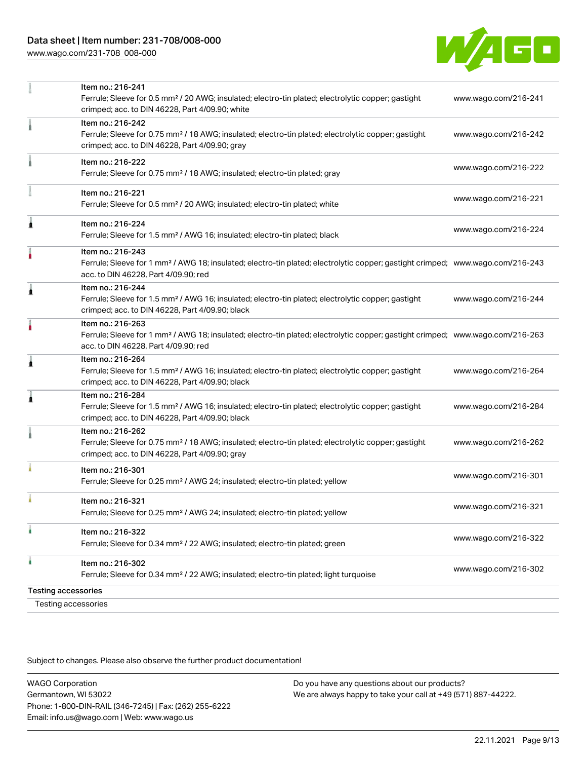| | | |
|---|---|---|
| | Item no.: 216-241<br>Ferrule; Sleeve for 0.5 mm² / 20 AWG; insulated; electro-tin plated; electrolytic copper; gastight crimped; acc. to DIN 46228, Part 4/09.90; white | www.wago.com/216-241 |
| | Item no.: 216-242<br>Ferrule; Sleeve for 0.75 mm² / 18 AWG; insulated; electro-tin plated; electrolytic copper; gastight crimped; acc. to DIN 46228, Part 4/09.90; gray | www.wago.com/216-242 |
| | Item no.: 216-222<br>Ferrule; Sleeve for 0.75 mm² / 18 AWG; insulated; electro-tin plated; gray | www.wago.com/216-222 |
| | Item no.: 216-221<br>Ferrule; Sleeve for 0.5 mm² / 20 AWG; insulated; electro-tin plated; white | www.wago.com/216-221 |
| | Item no.: 216-224<br>Ferrule; Sleeve for 1.5 mm² / AWG 16; insulated; electro-tin plated; black | www.wago.com/216-224 |
| | Item no.: 216-243<br>Ferrule; Sleeve for 1 mm² / AWG 18; insulated; electro-tin plated; electrolytic copper; gastight crimped; acc. to DIN 46228, Part 4/09.90; red | www.wago.com/216-243 |
| | Item no.: 216-244<br>Ferrule; Sleeve for 1.5 mm² / AWG 16; insulated; electro-tin plated; electrolytic copper; gastight crimped; acc. to DIN 46228, Part 4/09.90; black | www.wago.com/216-244 |
| | Item no.: 216-263<br>Ferrule; Sleeve for 1 mm² / AWG 18; insulated; electro-tin plated; electrolytic copper; gastight crimped; acc. to DIN 46228, Part 4/09.90; red | www.wago.com/216-263 |
| | Item no.: 216-264<br>Ferrule; Sleeve for 1.5 mm² / AWG 16; insulated; electro-tin plated; electrolytic copper; gastight crimped; acc. to DIN 46228, Part 4/09.90; black | www.wago.com/216-264 |
| | Item no.: 216-284<br>Ferrule; Sleeve for 1.5 mm² / AWG 16; insulated; electro-tin plated; electrolytic copper; gastight crimped; acc. to DIN 46228, Part 4/09.90; black | www.wago.com/216-284 |
| | Item no.: 216-262<br>Ferrule; Sleeve for 0.75 mm² / 18 AWG; insulated; electro-tin plated; electrolytic copper; gastight crimped; acc. to DIN 46228, Part 4/09.90; gray | www.wago.com/216-262 |
| | Item no.: 216-301<br>Ferrule; Sleeve for 0.25 mm² / AWG 24; insulated; electro-tin plated; yellow | www.wago.com/216-301 |
| | Item no.: 216-321<br>Ferrule; Sleeve for 0.25 mm² / AWG 24; insulated; electro-tin plated; yellow | www.wago.com/216-321 |
| | Item no.: 216-322<br>Ferrule; Sleeve for 0.34 mm² / 22 AWG; insulated; electro-tin plated; green | www.wago.com/216-322 |
| | Item no.: 216-302<br>Ferrule; Sleeve for 0.34 mm² / 22 AWG; insulated; electro-tin plated; light turquoise | www.wago.com/216-302 |

Testing accessories

Testing accessories

Subject to changes. Please also observe the further product documentation!

WAGO Corporation
Germantown, WI 53022
Phone: 1-800-DIN-RAIL (346-7245) | Fax: (262) 255-6222
Email: info.us@wago.com | Web: www.wago.us

Do you have any questions about our products?
We are always happy to take your call at +49 (571) 887-44222.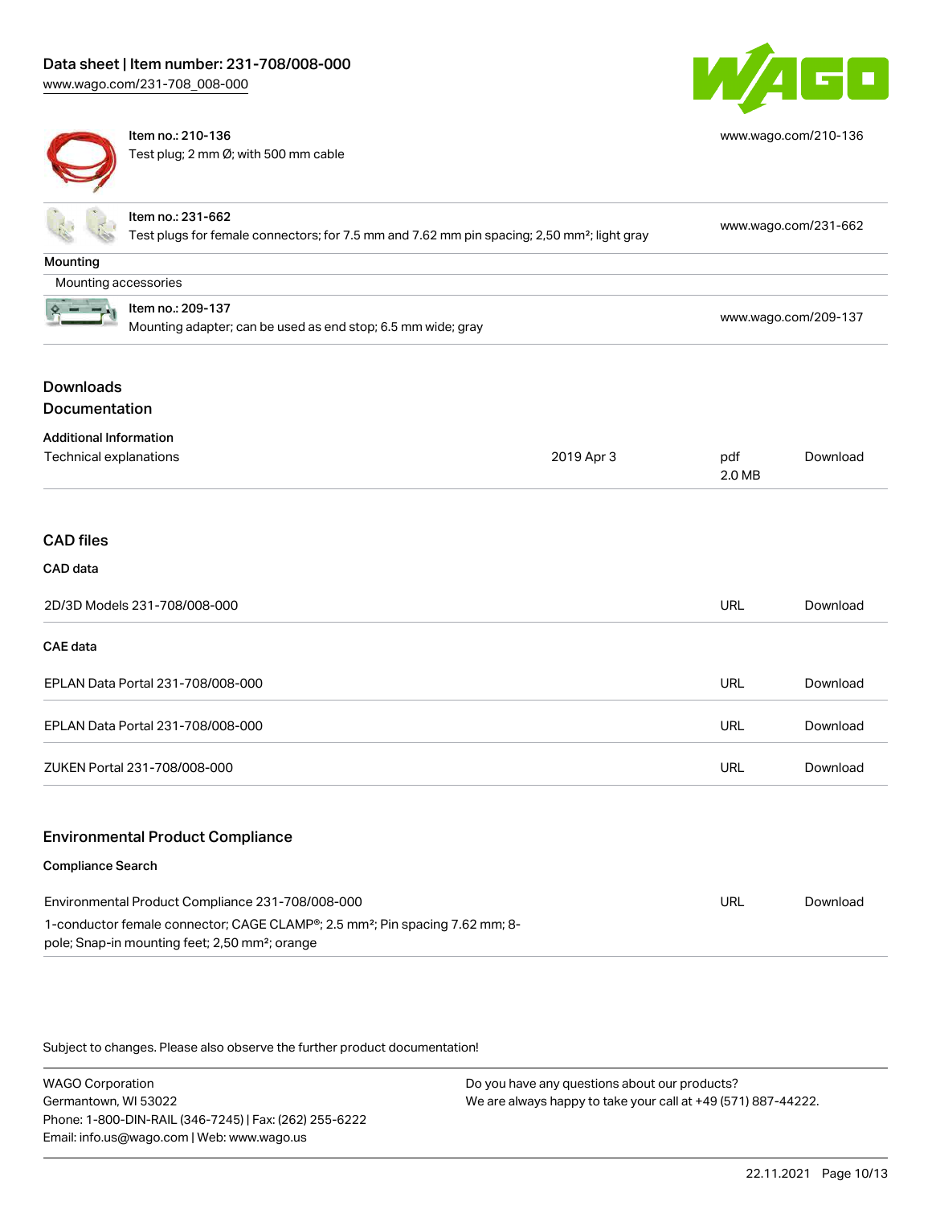| Item | Description | Link |
|---|---|---|
| Item no.: 210-136 | Test plug; 2 mm Ø; with 500 mm cable | www.wago.com/210-136 |
| Item no.: 231-662 | Test plugs for female connectors; for 7.5 mm and 7.62 mm pin spacing; 2,50 mm²; light gray | www.wago.com/231-662 |

**Mounting**

Mounting accessories

| Item | Description | Link |
|---|---|---|
| Item no.: 209-137 | Mounting adapter; can be used as end stop; 6.5 mm wide; gray | www.wago.com/209-137 |

## Downloads

### Documentation

**Additional Information**

| | | | |
|---|---|---|---|
| Technical explanations | 2019 Apr 3 | pdf 2.0 MB | Download |

### CAD files

**CAD data**

| | | |
|---|---|---|
| 2D/3D Models 231-708/008-000 | URL | Download |

**CAE data**

| | | |
|---|---|---|
| EPLAN Data Portal 231-708/008-000 | URL | Download |
| EPLAN Data Portal 231-708/008-000 | URL | Download |
| ZUKEN Portal 231-708/008-000 | URL | Download |

### Environmental Product Compliance

**Compliance Search**

| | | |
|---|---|---|
| Environmental Product Compliance 231-708/008-000<br>1-conductor female connector; CAGE CLAMP®; 2.5 mm²; Pin spacing 7.62 mm; 8-pole; Snap-in mounting feet; 2,50 mm²; orange | URL | Download |

Subject to changes. Please also observe the further product documentation!

WAGO Corporation
Germantown, WI 53022
Phone: 1-800-DIN-RAIL (346-7245) | Fax: (262) 255-6222
Email: info.us@wago.com | Web: www.wago.us

Do you have any questions about our products?
We are always happy to take your call at +49 (571) 887-44222.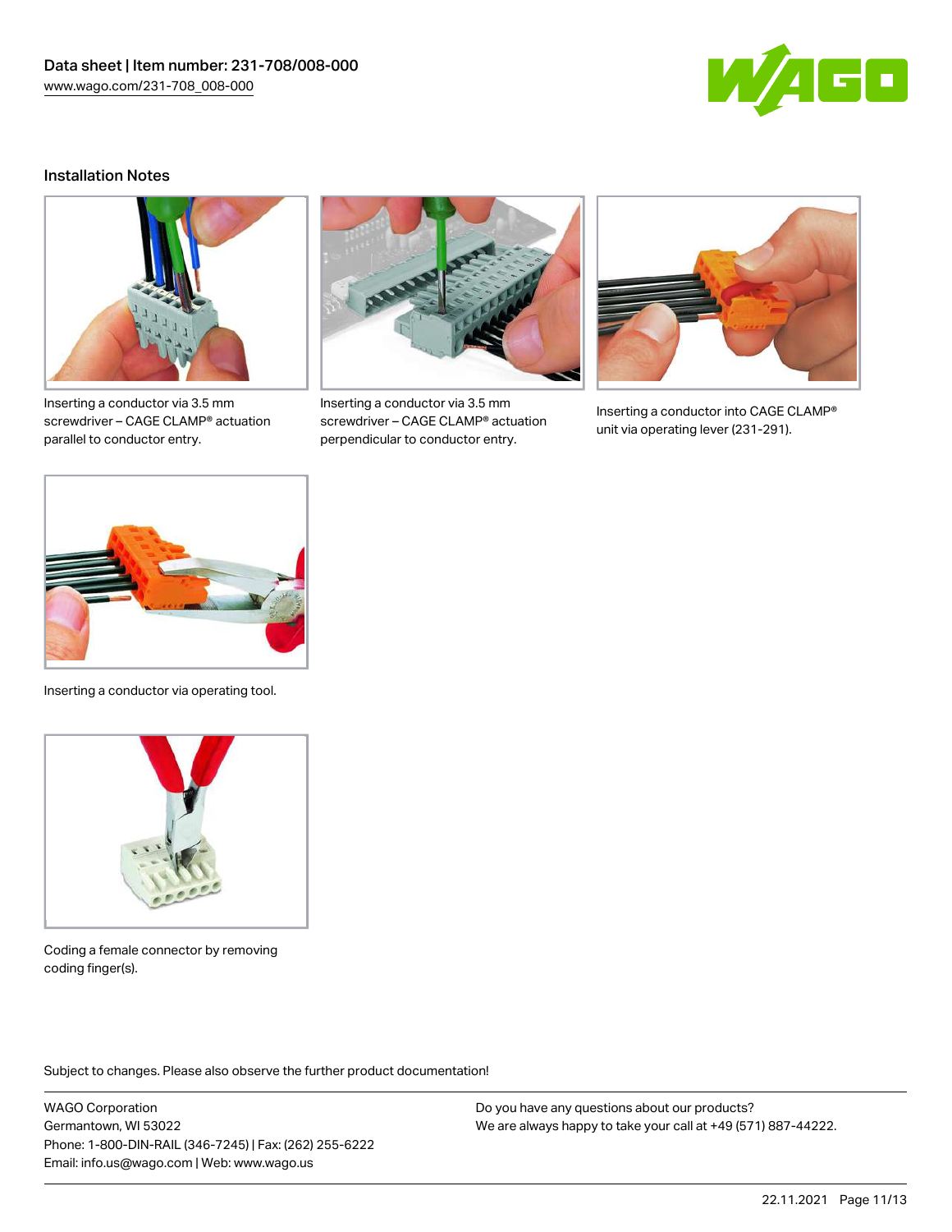## Installation Notes

Inserting a conductor via 3.5 mm screwdriver – CAGE CLAMP® actuation parallel to conductor entry.

Inserting a conductor via 3.5 mm screwdriver – CAGE CLAMP® actuation perpendicular to conductor entry.

Inserting a conductor into CAGE CLAMP® unit via operating lever (231-291).

Inserting a conductor via operating tool.

Coding a female connector by removing coding finger(s).

Subject to changes. Please also observe the further product documentation!

WAGO Corporation
Germantown, WI 53022
Phone: 1-800-DIN-RAIL (346-7245) | Fax: (262) 255-6222
Email: info.us@wago.com | Web: www.wago.us

Do you have any questions about our products?
We are always happy to take your call at +49 (571) 887-44222.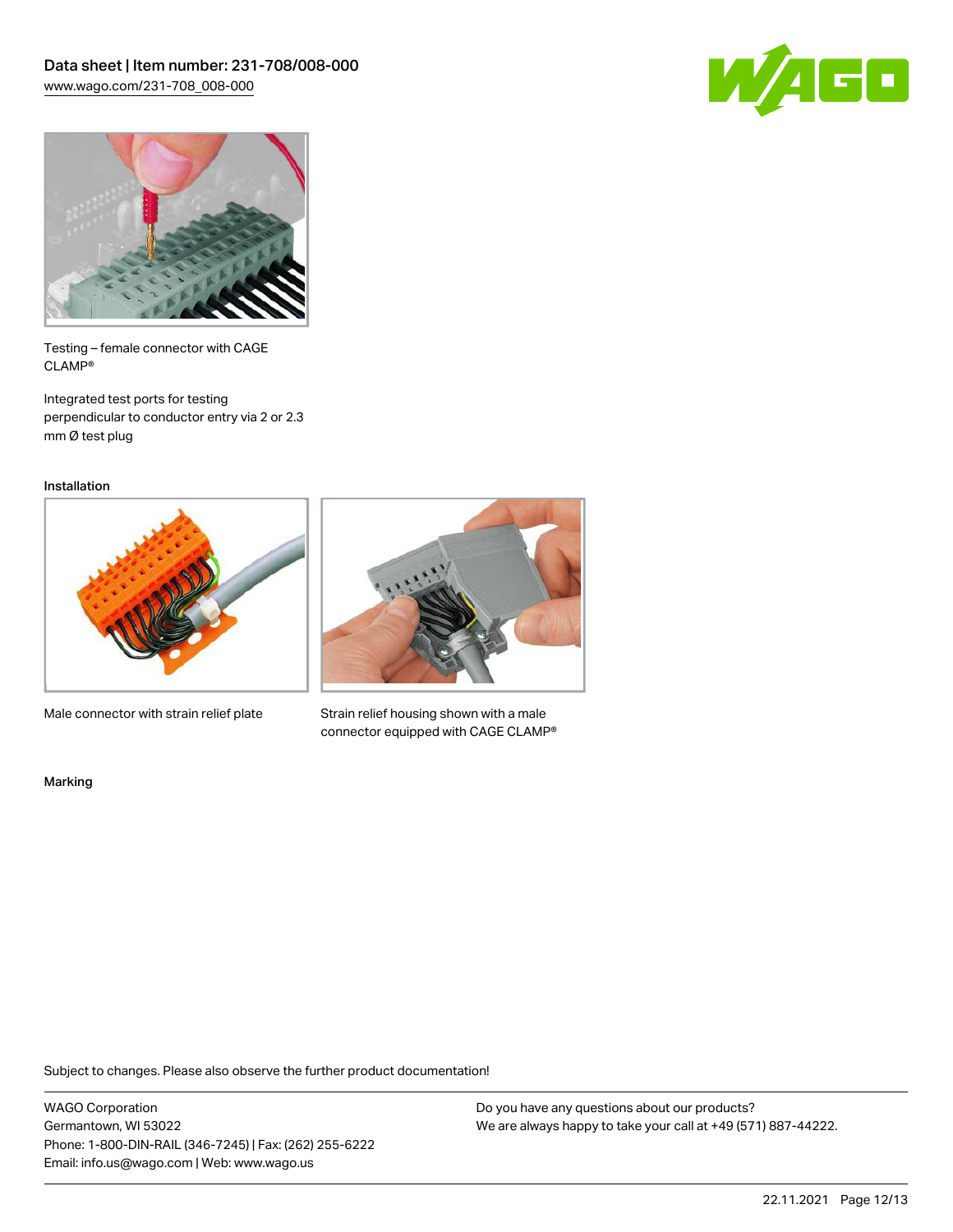Testing – female connector with CAGE CLAMP®

Integrated test ports for testing perpendicular to conductor entry via 2 or 2.3 mm Ø test plug

### Installation

Male connector with strain relief plate

Strain relief housing shown with a male connector equipped with CAGE CLAMP®

### Marking

Subject to changes. Please also observe the further product documentation!

WAGO Corporation
Germantown, WI 53022
Phone: 1-800-DIN-RAIL (346-7245) | Fax: (262) 255-6222
Email: info.us@wago.com | Web: www.wago.us

Do you have any questions about our products?
We are always happy to take your call at +49 (571) 887-44222.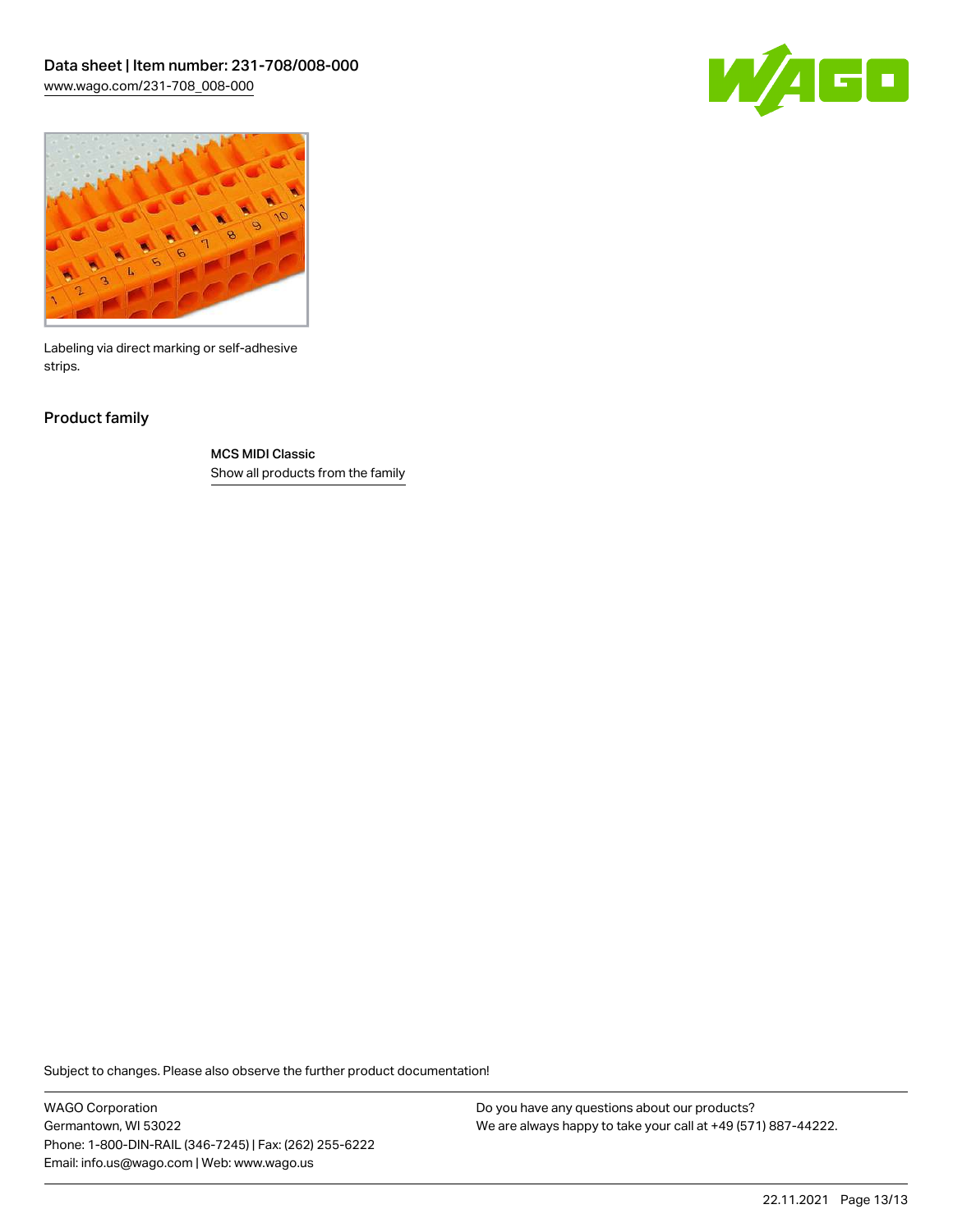Labeling via direct marking or self-adhesive strips.

## Product family

MCS MIDI Classic

Show all products from the family

Subject to changes. Please also observe the further product documentation!

WAGO Corporation
Germantown, WI 53022
Phone: 1-800-DIN-RAIL (346-7245) | Fax: (262) 255-6222
Email: info.us@wago.com | Web: www.wago.us

Do you have any questions about our products?
We are always happy to take your call at +49 (571) 887-44222.